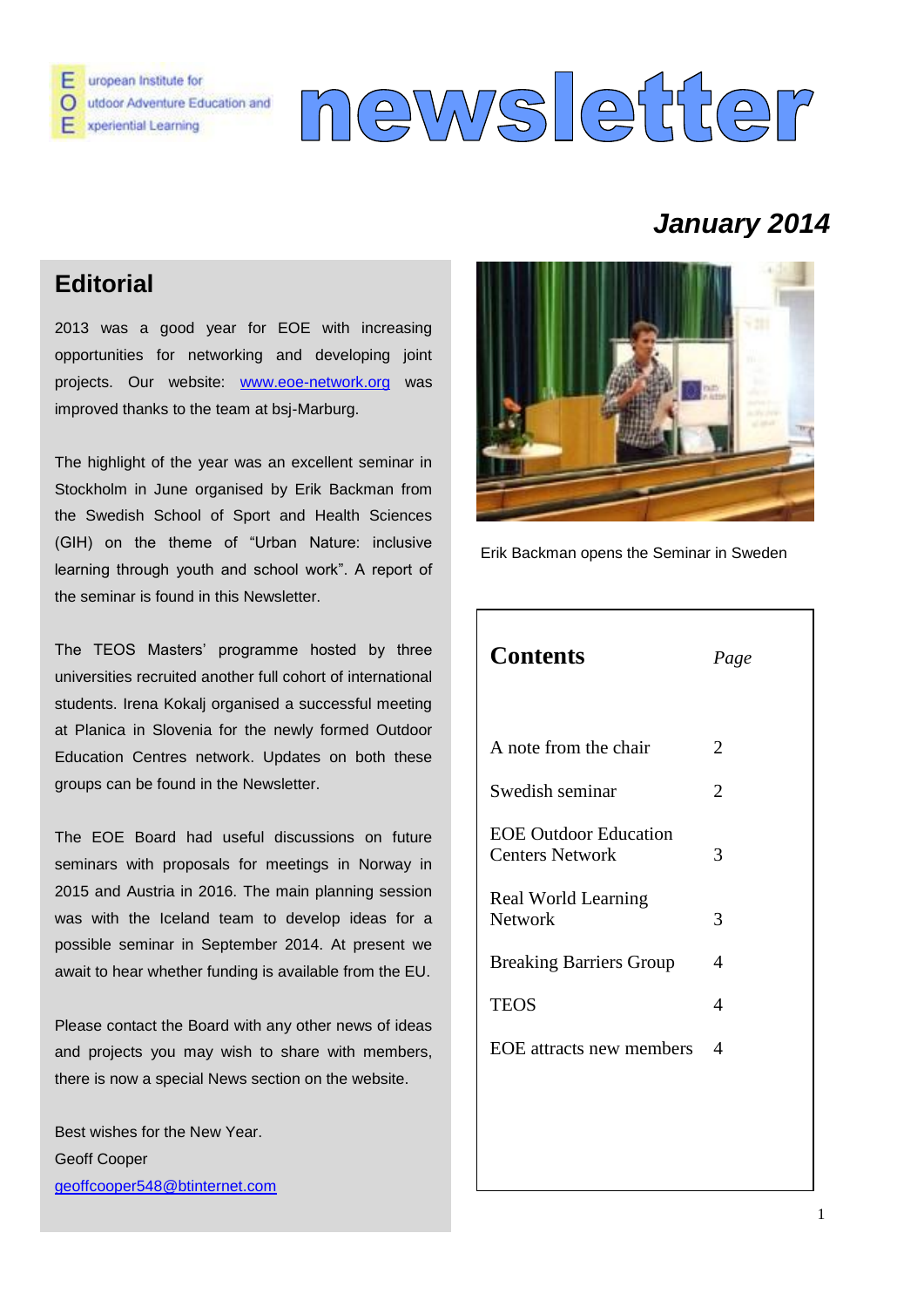European Institute for Outdoor Adventure Education and Experiential Learning

# newsletter

*January 2014*

## Editorial

2013 was a good year for EOE with increasing opportunities for networking and developing joint projects. Our website: [www.eoe-network.org](http://www.eoe-network.org) was improved thanks to the team at bsj-Marburg.

The highlight of the year was an excellent seminar in Stockholm in June organised by Erik Backman from the Swedish School of Sport and Health Sciences (GIH) on the theme of "Urban Nature: inclusive learning through youth and school work". A report of the seminar is found in this Newsletter.

The TEOS Masters' programme hosted by three universities recruited another full cohort of international students. Irena Kokalj organised a successful meeting at Planica in Slovenia for the newly formed Outdoor Education Centres network. Updates on both these groups can be found in the Newsletter.

The EOE Board had useful discussions on future seminars with proposals for meetings in Norway in 2015 and Austria in 2016. The main planning session was with the Iceland team to develop ideas for a possible seminar in September 2014. At present we await to hear whether funding is available from the EU.

Please contact the Board with any other news of ideas and projects you may wish to share with members, there is now a special News section on the website.

Best wishes for the New Year.
Geoff Cooper
[geoffcooper548@btinternet.com](mailto:geoffcooper548@btinternet.com)

Erik Backman opens the Seminar in Sweden

| **Contents** | *Page* |
|---|---|
| A note from the chair | 2 |
| Swedish seminar | 2 |
| EOE Outdoor Education Centers Network | 3 |
| Real World Learning Network | 3 |
| Breaking Barriers Group | 4 |
| TEOS | 4 |
| EOE attracts new members | 4 |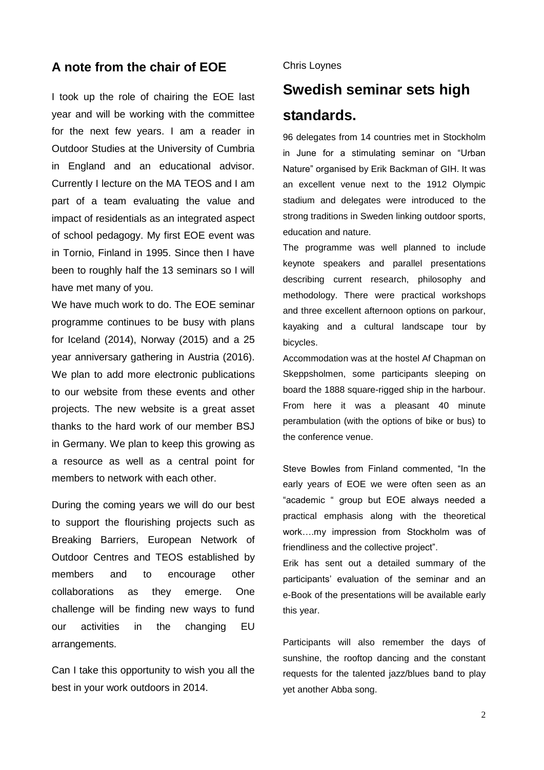## A note from the chair of EOE

I took up the role of chairing the EOE last year and will be working with the committee for the next few years. I am a reader in Outdoor Studies at the University of Cumbria in England and an educational advisor. Currently I lecture on the MA TEOS and I am part of a team evaluating the value and impact of residentials as an integrated aspect of school pedagogy. My first EOE event was in Tornio, Finland in 1995. Since then I have been to roughly half the 13 seminars so I will have met many of you.

We have much work to do. The EOE seminar programme continues to be busy with plans for Iceland (2014), Norway (2015) and a 25 year anniversary gathering in Austria (2016). We plan to add more electronic publications to our website from these events and other projects. The new website is a great asset thanks to the hard work of our member BSJ in Germany. We plan to keep this growing as a resource as well as a central point for members to network with each other.

During the coming years we will do our best to support the flourishing projects such as Breaking Barriers, European Network of Outdoor Centres and TEOS established by members and to encourage other collaborations as they emerge. One challenge will be finding new ways to fund our activities in the changing EU arrangements.

Can I take this opportunity to wish you all the best in your work outdoors in 2014.

Chris Loynes

# Swedish seminar sets high standards.

96 delegates from 14 countries met in Stockholm in June for a stimulating seminar on "Urban Nature" organised by Erik Backman of GIH. It was an excellent venue next to the 1912 Olympic stadium and delegates were introduced to the strong traditions in Sweden linking outdoor sports, education and nature.

The programme was well planned to include keynote speakers and parallel presentations describing current research, philosophy and methodology. There were practical workshops and three excellent afternoon options on parkour, kayaking and a cultural landscape tour by bicycles.

Accommodation was at the hostel Af Chapman on Skeppsholmen, some participants sleeping on board the 1888 square-rigged ship in the harbour. From here it was a pleasant 40 minute perambulation (with the options of bike or bus) to the conference venue.

Steve Bowles from Finland commented, "In the early years of EOE we were often seen as an "academic " group but EOE always needed a practical emphasis along with the theoretical work….my impression from Stockholm was of friendliness and the collective project".

Erik has sent out a detailed summary of the participants' evaluation of the seminar and an e-Book of the presentations will be available early this year.

Participants will also remember the days of sunshine, the rooftop dancing and the constant requests for the talented jazz/blues band to play yet another Abba song.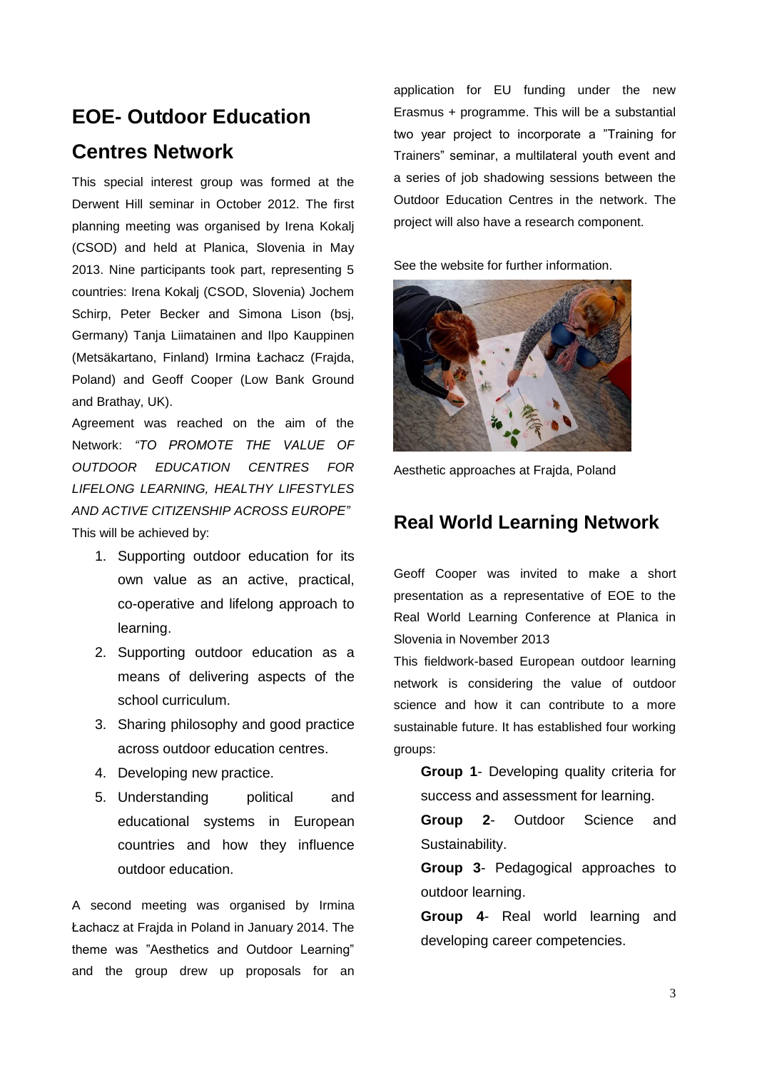## EOE- Outdoor Education Centres Network

This special interest group was formed at the Derwent Hill seminar in October 2012. The first planning meeting was organised by Irena Kokalj (CSOD) and held at Planica, Slovenia in May 2013. Nine participants took part, representing 5 countries: Irena Kokalj (CSOD, Slovenia) Jochem Schirp, Peter Becker and Simona Lison (bsj, Germany) Tanja Liimatainen and Ilpo Kauppinen (Metsäkartano, Finland) Irmina Łachacz (Frajda, Poland) and Geoff Cooper (Low Bank Ground and Brathay, UK).

Agreement was reached on the aim of the Network: *"TO PROMOTE THE VALUE OF OUTDOOR EDUCATION CENTRES FOR LIFELONG LEARNING, HEALTHY LIFESTYLES AND ACTIVE CITIZENSHIP ACROSS EUROPE"* This will be achieved by:

1. Supporting outdoor education for its own value as an active, practical, co-operative and lifelong approach to learning.
2. Supporting outdoor education as a means of delivering aspects of the school curriculum.
3. Sharing philosophy and good practice across outdoor education centres.
4. Developing new practice.
5. Understanding political and educational systems in European countries and how they influence outdoor education.

A second meeting was organised by Irmina Łachacz at Frajda in Poland in January 2014. The theme was "Aesthetics and Outdoor Learning" and the group drew up proposals for an application for EU funding under the new Erasmus + programme. This will be a substantial two year project to incorporate a "Training for Trainers" seminar, a multilateral youth event and a series of job shadowing sessions between the Outdoor Education Centres in the network. The project will also have a research component.

See the website for further information.

Aesthetic approaches at Frajda, Poland

## Real World Learning Network

Geoff Cooper was invited to make a short presentation as a representative of EOE to the Real World Learning Conference at Planica in Slovenia in November 2013

This fieldwork-based European outdoor learning network is considering the value of outdoor science and how it can contribute to a more sustainable future. It has established four working groups:

**Group 1**- Developing quality criteria for success and assessment for learning.

**Group 2**- Outdoor Science and Sustainability.

**Group 3**- Pedagogical approaches to outdoor learning.

**Group 4**- Real world learning and developing career competencies.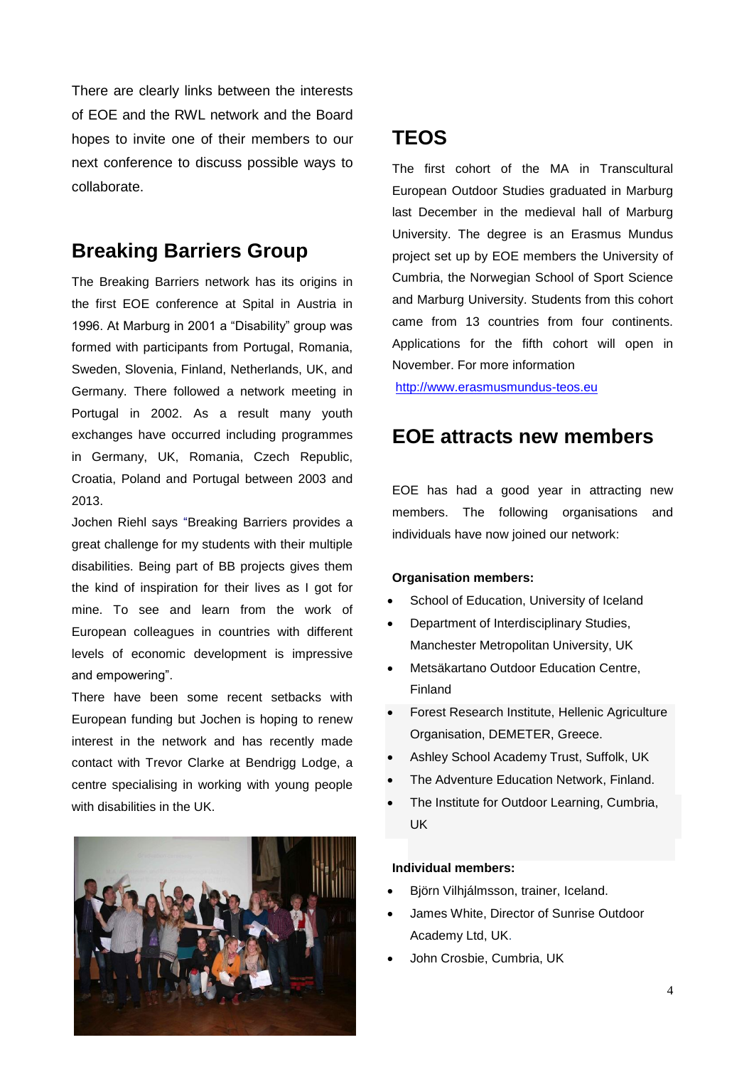There are clearly links between the interests of EOE and the RWL network and the Board hopes to invite one of their members to our next conference to discuss possible ways to collaborate.

## Breaking Barriers Group

The Breaking Barriers network has its origins in the first EOE conference at Spital in Austria in 1996. At Marburg in 2001 a "Disability" group was formed with participants from Portugal, Romania, Sweden, Slovenia, Finland, Netherlands, UK, and Germany. There followed a network meeting in Portugal in 2002. As a result many youth exchanges have occurred including programmes in Germany, UK, Romania, Czech Republic, Croatia, Poland and Portugal between 2003 and 2013.

Jochen Riehl says "Breaking Barriers provides a great challenge for my students with their multiple disabilities. Being part of BB projects gives them the kind of inspiration for their lives as I got for mine. To see and learn from the work of European colleagues in countries with different levels of economic development is impressive and empowering".

There have been some recent setbacks with European funding but Jochen is hoping to renew interest in the network and has recently made contact with Trevor Clarke at Bendrigg Lodge, a centre specialising in working with young people with disabilities in the UK.

## TEOS

The first cohort of the MA in Transcultural European Outdoor Studies graduated in Marburg last December in the medieval hall of Marburg University. The degree is an Erasmus Mundus project set up by EOE members the University of Cumbria, the Norwegian School of Sport Science and Marburg University. Students from this cohort came from 13 countries from four continents. Applications for the fifth cohort will open in November. For more information

http://www.erasmusmundus-teos.eu

## EOE attracts new members

EOE has had a good year in attracting new members. The following organisations and individuals have now joined our network:

**Organisation members:**

- School of Education, University of Iceland
- Department of Interdisciplinary Studies, Manchester Metropolitan University, UK
- Metsäkartano Outdoor Education Centre, Finland
- Forest Research Institute, Hellenic Agriculture Organisation, DEMETER, Greece.
- Ashley School Academy Trust, Suffolk, UK
- The Adventure Education Network, Finland.
- The Institute for Outdoor Learning, Cumbria, UK

**Individual members:**

- Björn Vilhjálmsson, trainer, Iceland.
- James White, Director of Sunrise Outdoor Academy Ltd, UK.
- John Crosbie, Cumbria, UK